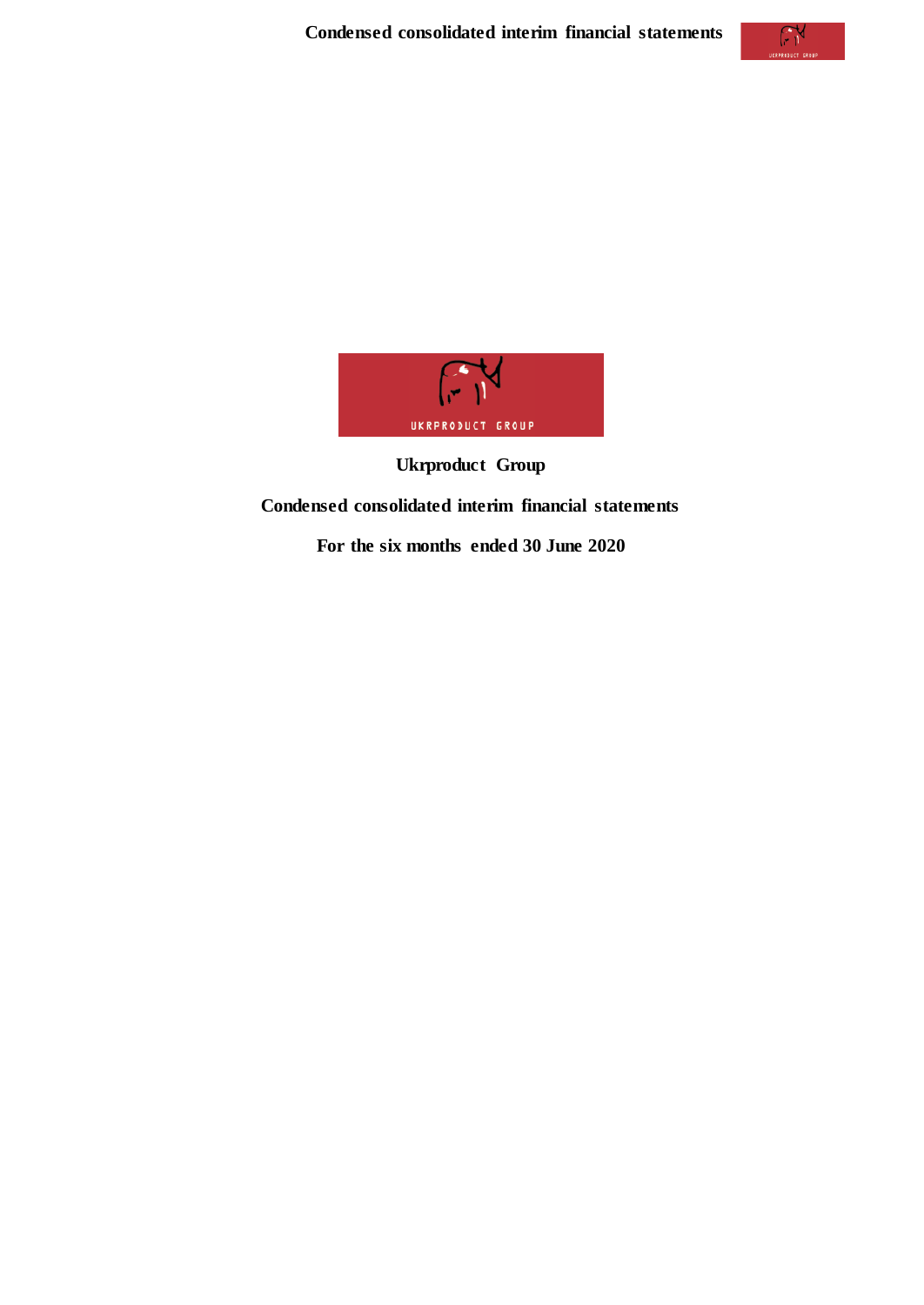# Ukrproduct Group

## Condensed consolidated interim financial statements

## For the six months ended 30 June 2020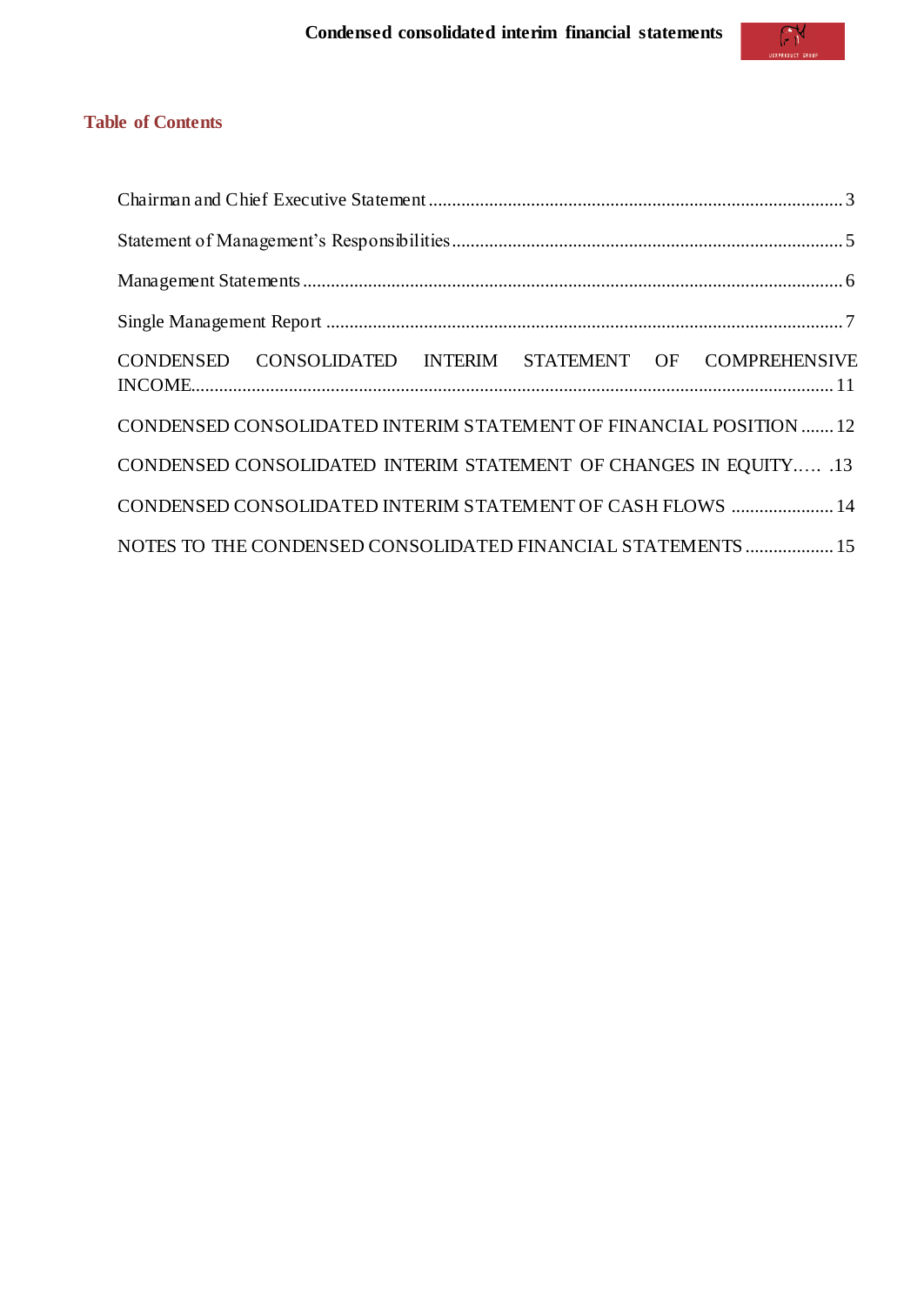## Table of Contents

Chairman and Chief Executive Statement ........................................................................................... 3

Statement of Management's Responsibilities...................................................................................... 5

Management Statements ..................................................................................................................... 6

Single Management Report ................................................................................................................ 7

CONDENSED CONSOLIDATED INTERIM STATEMENT OF COMPREHENSIVE INCOME............................................................................................................................................ 11

CONDENSED CONSOLIDATED INTERIM STATEMENT OF FINANCIAL POSITION ....... 12

CONDENSED CONSOLIDATED INTERIM STATEMENT OF CHANGES IN EQUITY….. .13

CONDENSED CONSOLIDATED INTERIM STATEMENT OF CASH FLOWS ...................... 14

NOTES TO THE CONDENSED CONSOLIDATED FINANCIAL STATEMENTS ................... 15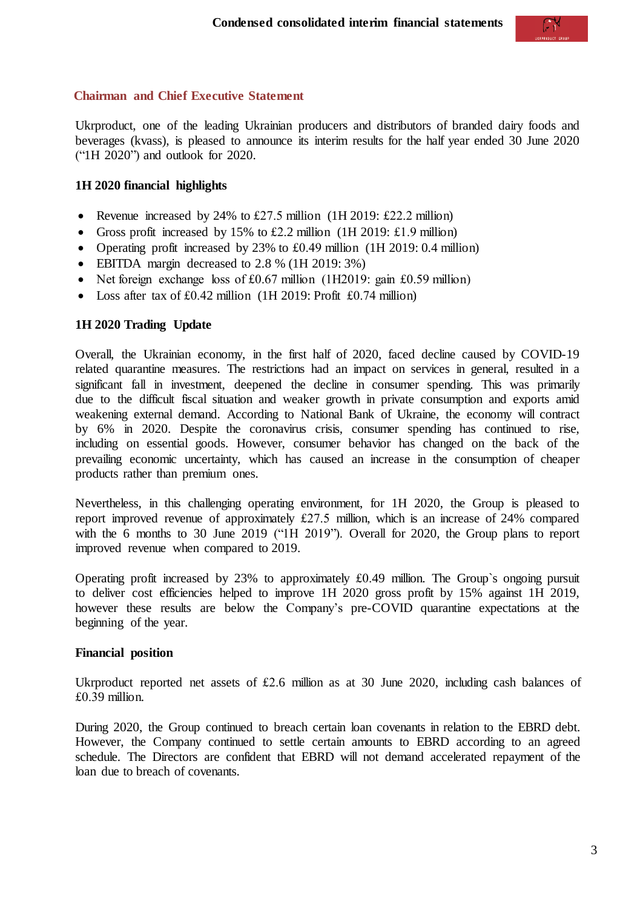## Chairman and Chief Executive Statement

Ukrproduct, one of the leading Ukrainian producers and distributors of branded dairy foods and beverages (kvass), is pleased to announce its interim results for the half year ended 30 June 2020 ("1H 2020") and outlook for 2020.

### 1H 2020 financial highlights

- Revenue increased by 24% to £27.5 million (1H 2019: £22.2 million)
- Gross profit increased by 15% to £2.2 million (1H 2019: £1.9 million)
- Operating profit increased by 23% to £0.49 million (1H 2019: 0.4 million)
- EBITDA margin decreased to 2.8 % (1H 2019: 3%)
- Net foreign exchange loss of £0.67 million (1H2019: gain £0.59 million)
- Loss after tax of £0.42 million (1H 2019: Profit £0.74 million)

### 1H 2020 Trading Update

Overall, the Ukrainian economy, in the first half of 2020, faced decline caused by COVID-19 related quarantine measures. The restrictions had an impact on services in general, resulted in a significant fall in investment, deepened the decline in consumer spending. This was primarily due to the difficult fiscal situation and weaker growth in private consumption and exports amid weakening external demand. According to National Bank of Ukraine, the economy will contract by 6% in 2020. Despite the coronavirus crisis, consumer spending has continued to rise, including on essential goods. However, consumer behavior has changed on the back of the prevailing economic uncertainty, which has caused an increase in the consumption of cheaper products rather than premium ones.

Nevertheless, in this challenging operating environment, for 1H 2020, the Group is pleased to report improved revenue of approximately £27.5 million, which is an increase of 24% compared with the 6 months to 30 June 2019 ("1H 2019"). Overall for 2020, the Group plans to report improved revenue when compared to 2019.

Operating profit increased by 23% to approximately £0.49 million. The Group`s ongoing pursuit to deliver cost efficiencies helped to improve 1H 2020 gross profit by 15% against 1H 2019, however these results are below the Company's pre-COVID quarantine expectations at the beginning of the year.

### Financial position

Ukrproduct reported net assets of £2.6 million as at 30 June 2020, including cash balances of £0.39 million.

During 2020, the Group continued to breach certain loan covenants in relation to the EBRD debt. However, the Company continued to settle certain amounts to EBRD according to an agreed schedule. The Directors are confident that EBRD will not demand accelerated repayment of the loan due to breach of covenants.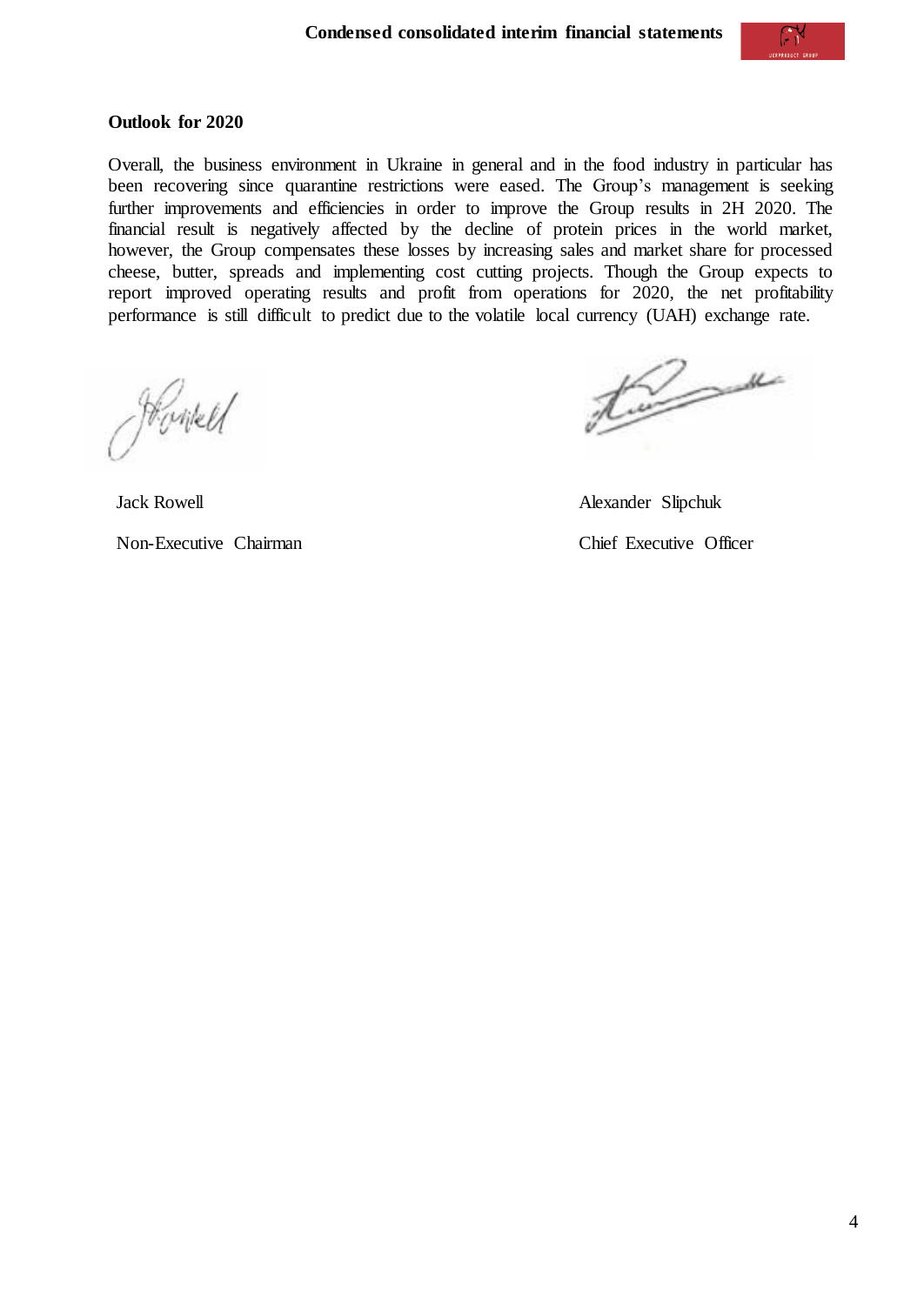## Outlook for 2020

Overall, the business environment in Ukraine in general and in the food industry in particular has been recovering since quarantine restrictions were eased. The Group's management is seeking further improvements and efficiencies in order to improve the Group results in 2H 2020. The financial result is negatively affected by the decline of protein prices in the world market, however, the Group compensates these losses by increasing sales and market share for processed cheese, butter, spreads and implementing cost cutting projects. Though the Group expects to report improved operating results and profit from operations for 2020, the net profitability performance is still difficult to predict due to the volatile local currency (UAH) exchange rate.

| | |
|---|---|
| Jack Rowell | Alexander Slipchuk |
| Non-Executive Chairman | Chief Executive Officer |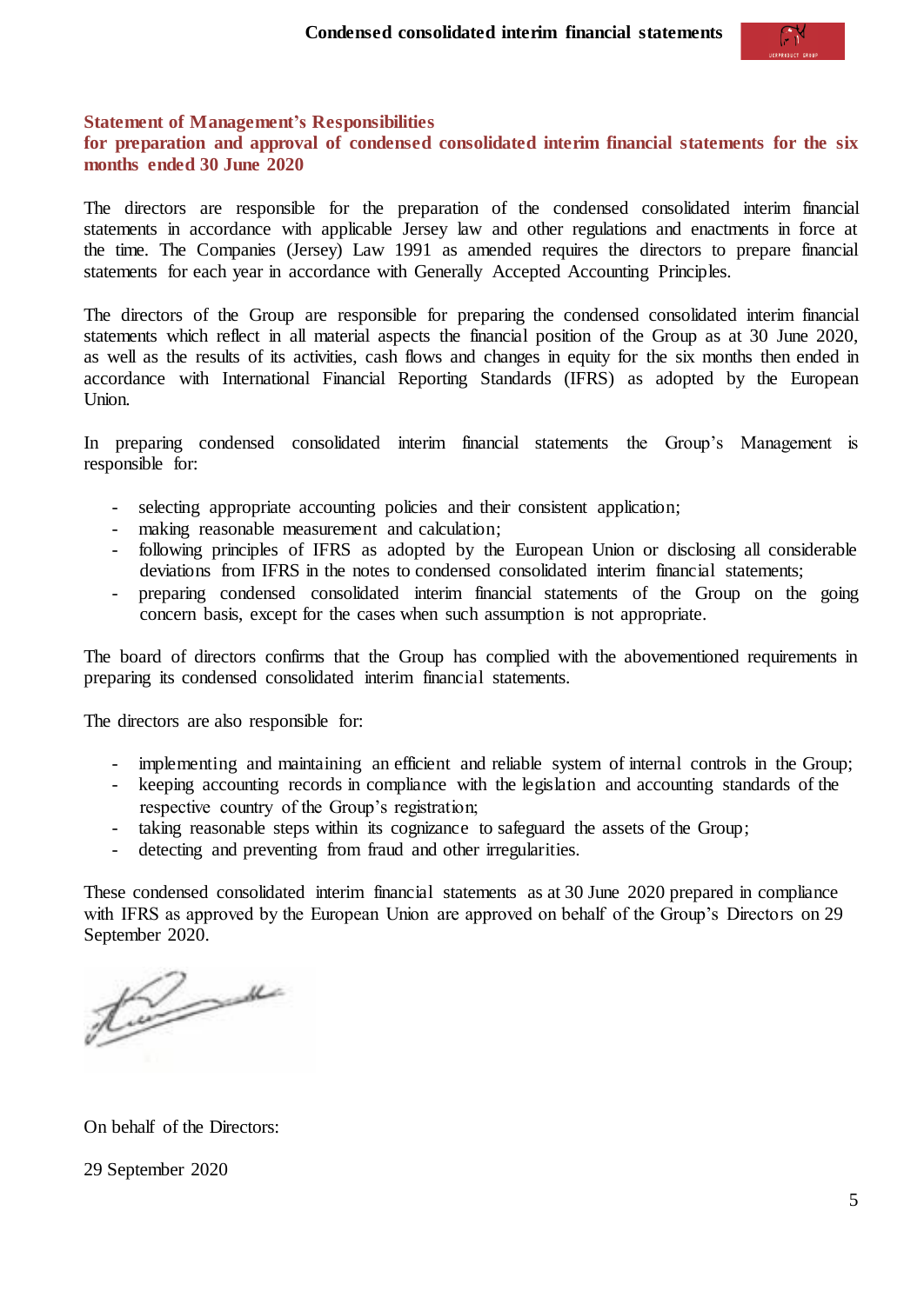## Statement of Management's Responsibilities
## for preparation and approval of condensed consolidated interim financial statements for the six months ended 30 June 2020

The directors are responsible for the preparation of the condensed consolidated interim financial statements in accordance with applicable Jersey law and other regulations and enactments in force at the time. The Companies (Jersey) Law 1991 as amended requires the directors to prepare financial statements for each year in accordance with Generally Accepted Accounting Principles.

The directors of the Group are responsible for preparing the condensed consolidated interim financial statements which reflect in all material aspects the financial position of the Group as at 30 June 2020, as well as the results of its activities, cash flows and changes in equity for the six months then ended in accordance with International Financial Reporting Standards (IFRS) as adopted by the European Union.

In preparing condensed consolidated interim financial statements the Group's Management is responsible for:

- selecting appropriate accounting policies and their consistent application;
- making reasonable measurement and calculation;
- following principles of IFRS as adopted by the European Union or disclosing all considerable deviations from IFRS in the notes to condensed consolidated interim financial statements;
- preparing condensed consolidated interim financial statements of the Group on the going concern basis, except for the cases when such assumption is not appropriate.

The board of directors confirms that the Group has complied with the abovementioned requirements in preparing its condensed consolidated interim financial statements.

The directors are also responsible for:

- implementing and maintaining an efficient and reliable system of internal controls in the Group;
- keeping accounting records in compliance with the legislation and accounting standards of the respective country of the Group's registration;
- taking reasonable steps within its cognizance to safeguard the assets of the Group;
- detecting and preventing from fraud and other irregularities.

These condensed consolidated interim financial statements as at 30 June 2020 prepared in compliance with IFRS as approved by the European Union are approved on behalf of the Group's Directors on 29 September 2020.

On behalf of the Directors:

29 September 2020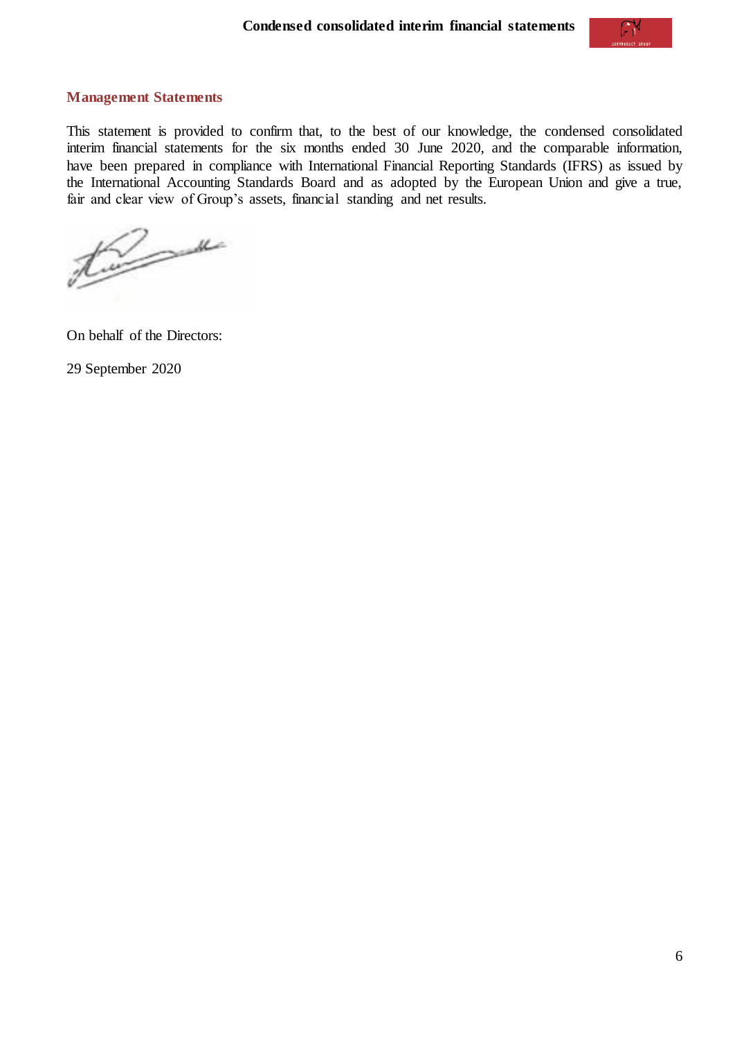## Management Statements

This statement is provided to confirm that, to the best of our knowledge, the condensed consolidated interim financial statements for the six months ended 30 June 2020, and the comparable information, have been prepared in compliance with International Financial Reporting Standards (IFRS) as issued by the International Accounting Standards Board and as adopted by the European Union and give a true, fair and clear view of Group's assets, financial standing and net results.

On behalf of the Directors:

29 September 2020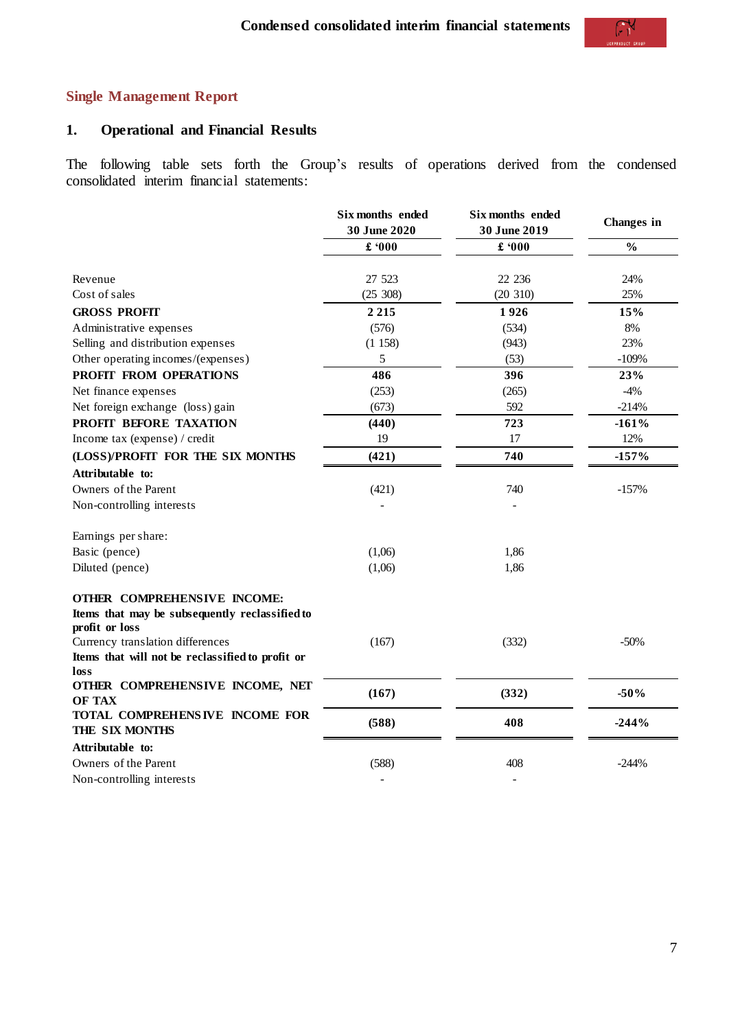## Single Management Report

### 1. Operational and Financial Results

The following table sets forth the Group's results of operations derived from the condensed consolidated interim financial statements:

| | Six months ended 30 June 2020 | Six months ended 30 June 2019 | Changes in |
|---|---|---|---|
| | **£ '000** | **£ '000** | **%** |
| Revenue | 27 523 | 22 236 | 24% |
| Cost of sales | (25 308) | (20 310) | 25% |
| **GROSS PROFIT** | **2 215** | **1 926** | **15%** |
| Administrative expenses | (576) | (534) | 8% |
| Selling and distribution expenses | (1 158) | (943) | 23% |
| Other operating incomes/(expenses) | 5 | (53) | -109% |
| **PROFIT FROM OPERATIONS** | **486** | **396** | **23%** |
| Net finance expenses | (253) | (265) | -4% |
| Net foreign exchange (loss) gain | (673) | 592 | -214% |
| **PROFIT BEFORE TAXATION** | **(440)** | **723** | **-161%** |
| Income tax (expense) / credit | 19 | 17 | 12% |
| **(LOSS)/PROFIT FOR THE SIX MONTHS** | **(421)** | **740** | **-157%** |
| **Attributable to:** | | | |
| Owners of the Parent | (421) | 740 | -157% |
| Non-controlling interests | - | - | |
| | | | |
| Earnings per share: | | | |
| Basic (pence) | (1,06) | 1,86 | |
| Diluted (pence) | (1,06) | 1,86 | |
| | | | |
| **OTHER COMPREHENSIVE INCOME:** | | | |
| **Items that may be subsequently reclassified to profit or loss** | | | |
| Currency translation differences | (167) | (332) | -50% |
| **Items that will not be reclassified to profit or loss** | | | |
| **OTHER COMPREHENSIVE INCOME, NET OF TAX** | **(167)** | **(332)** | **-50%** |
| **TOTAL COMPREHENSIVE INCOME FOR THE SIX MONTHS** | **(588)** | **408** | **-244%** |
| **Attributable to:** | | | |
| Owners of the Parent | (588) | 408 | -244% |
| Non-controlling interests | - | - | |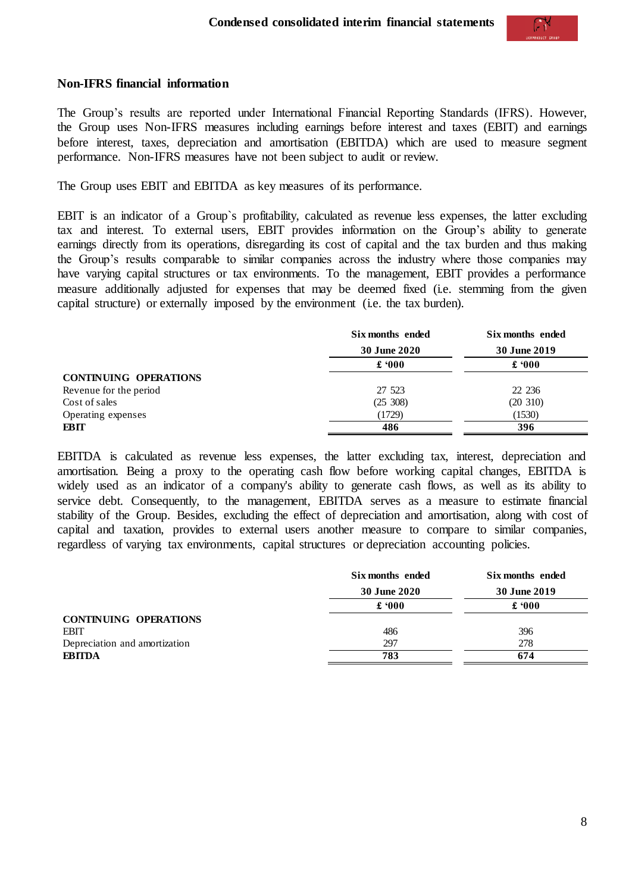## Non-IFRS financial information

The Group's results are reported under International Financial Reporting Standards (IFRS). However, the Group uses Non-IFRS measures including earnings before interest and taxes (EBIT) and earnings before interest, taxes, depreciation and amortisation (EBITDA) which are used to measure segment performance. Non-IFRS measures have not been subject to audit or review.

The Group uses EBIT and EBITDA as key measures of its performance.

EBIT is an indicator of a Group`s profitability, calculated as revenue less expenses, the latter excluding tax and interest. To external users, EBIT provides information on the Group's ability to generate earnings directly from its operations, disregarding its cost of capital and the tax burden and thus making the Group's results comparable to similar companies across the industry where those companies may have varying capital structures or tax environments. To the management, EBIT provides a performance measure additionally adjusted for expenses that may be deemed fixed (i.e. stemming from the given capital structure) or externally imposed by the environment (i.e. the tax burden).

| | Six months ended 30 June 2020 | Six months ended 30 June 2019 |
|---|---|---|
| | £ '000 | £ '000 |
| **CONTINUING OPERATIONS** | | |
| Revenue for the period | 27 523 | 22 236 |
| Cost of sales | (25 308) | (20 310) |
| Operating expenses | (1729) | (1530) |
| **EBIT** | **486** | **396** |

EBITDA is calculated as revenue less expenses, the latter excluding tax, interest, depreciation and amortisation. Being a proxy to the operating cash flow before working capital changes, EBITDA is widely used as an indicator of a company's ability to generate cash flows, as well as its ability to service debt. Consequently, to the management, EBITDA serves as a measure to estimate financial stability of the Group. Besides, excluding the effect of depreciation and amortisation, along with cost of capital and taxation, provides to external users another measure to compare to similar companies, regardless of varying tax environments, capital structures or depreciation accounting policies.

| | Six months ended 30 June 2020 | Six months ended 30 June 2019 |
|---|---|---|
| | £ '000 | £ '000 |
| **CONTINUING OPERATIONS** | | |
| EBIT | 486 | 396 |
| Depreciation and amortization | 297 | 278 |
| **EBITDA** | **783** | **674** |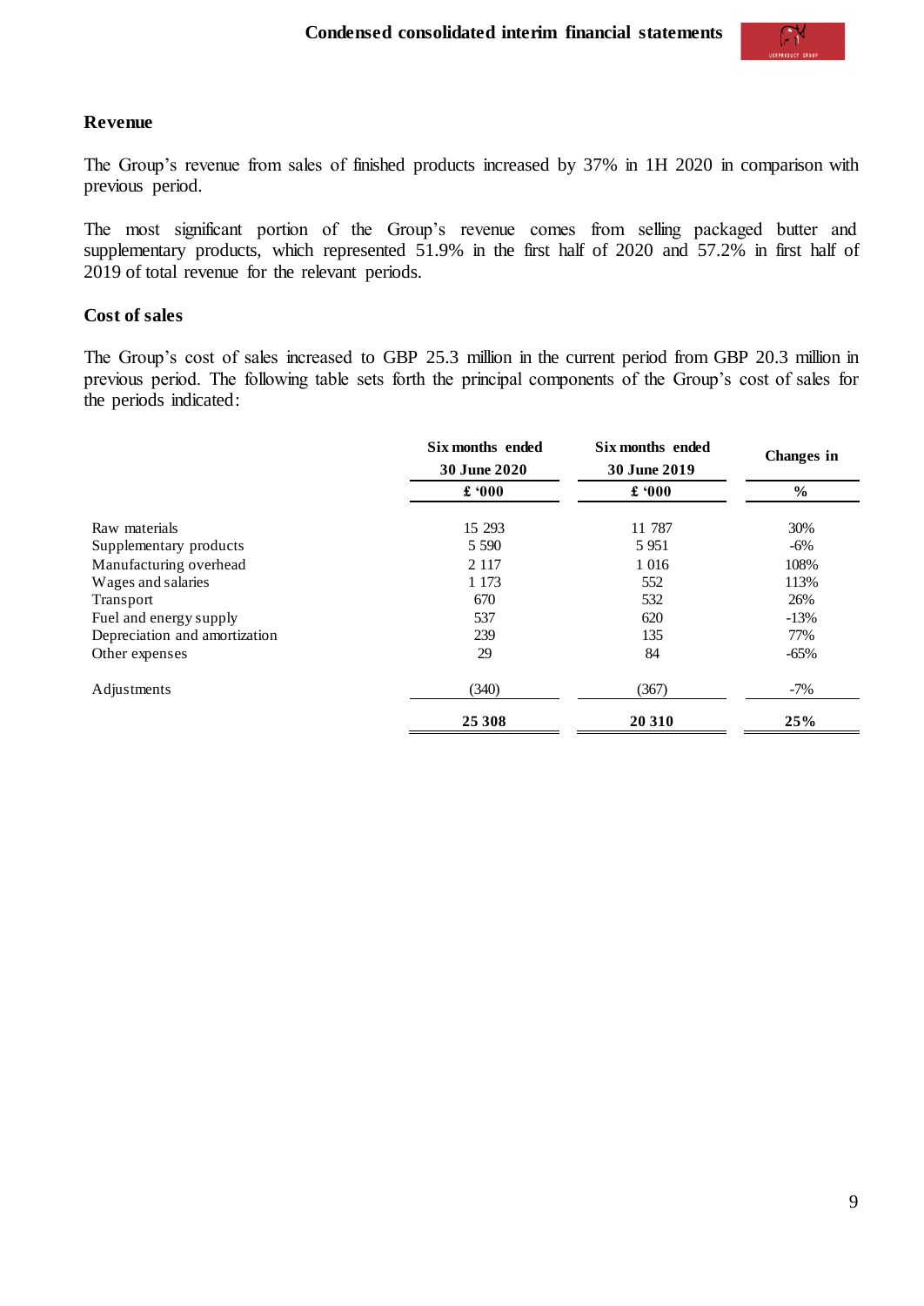### Revenue

The Group's revenue from sales of finished products increased by 37% in 1H 2020 in comparison with previous period.

The most significant portion of the Group's revenue comes from selling packaged butter and supplementary products, which represented 51.9% in the first half of 2020 and 57.2% in first half of 2019 of total revenue for the relevant periods.

### Cost of sales

The Group's cost of sales increased to GBP 25.3 million in the current period from GBP 20.3 million in previous period. The following table sets forth the principal components of the Group's cost of sales for the periods indicated:

| | Six months ended 30 June 2020 | Six months ended 30 June 2019 | Changes in |
|---|---|---|---|
| | **£ '000** | **£ '000** | **%** |
| Raw materials | 15 293 | 11 787 | 30% |
| Supplementary products | 5 590 | 5 951 | -6% |
| Manufacturing overhead | 2 117 | 1 016 | 108% |
| Wages and salaries | 1 173 | 552 | 113% |
| Transport | 670 | 532 | 26% |
| Fuel and energy supply | 537 | 620 | -13% |
| Depreciation and amortization | 239 | 135 | 77% |
| Other expenses | 29 | 84 | -65% |
| Adjustments | (340) | (367) | -7% |
| | **25 308** | **20 310** | **25%** |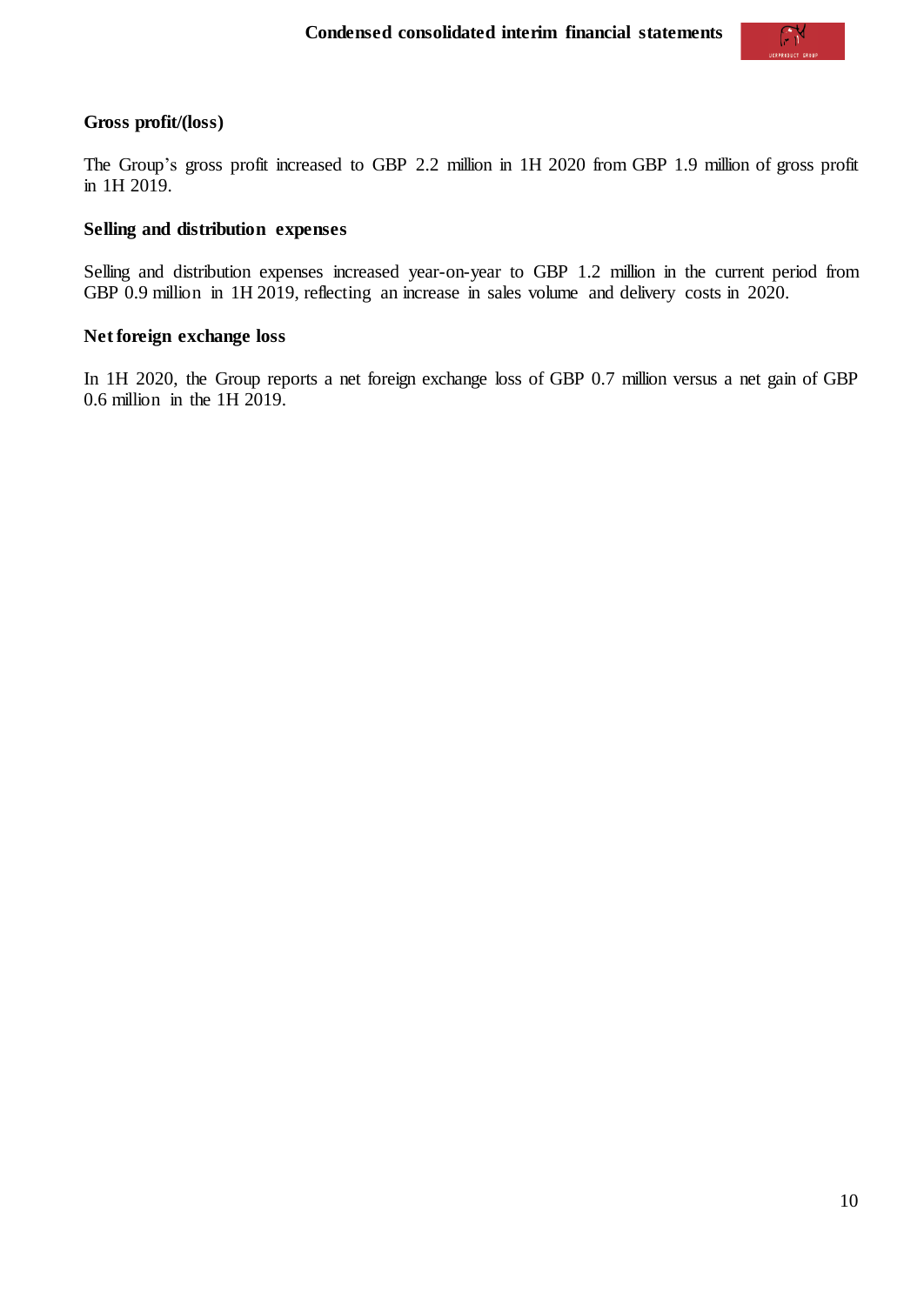### Gross profit/(loss)

The Group's gross profit increased to GBP 2.2 million in 1H 2020 from GBP 1.9 million of gross profit in 1H 2019.

### Selling and distribution expenses

Selling and distribution expenses increased year-on-year to GBP 1.2 million in the current period from GBP 0.9 million in 1H 2019, reflecting an increase in sales volume and delivery costs in 2020.

### Net foreign exchange loss

In 1H 2020, the Group reports a net foreign exchange loss of GBP 0.7 million versus a net gain of GBP 0.6 million in the 1H 2019.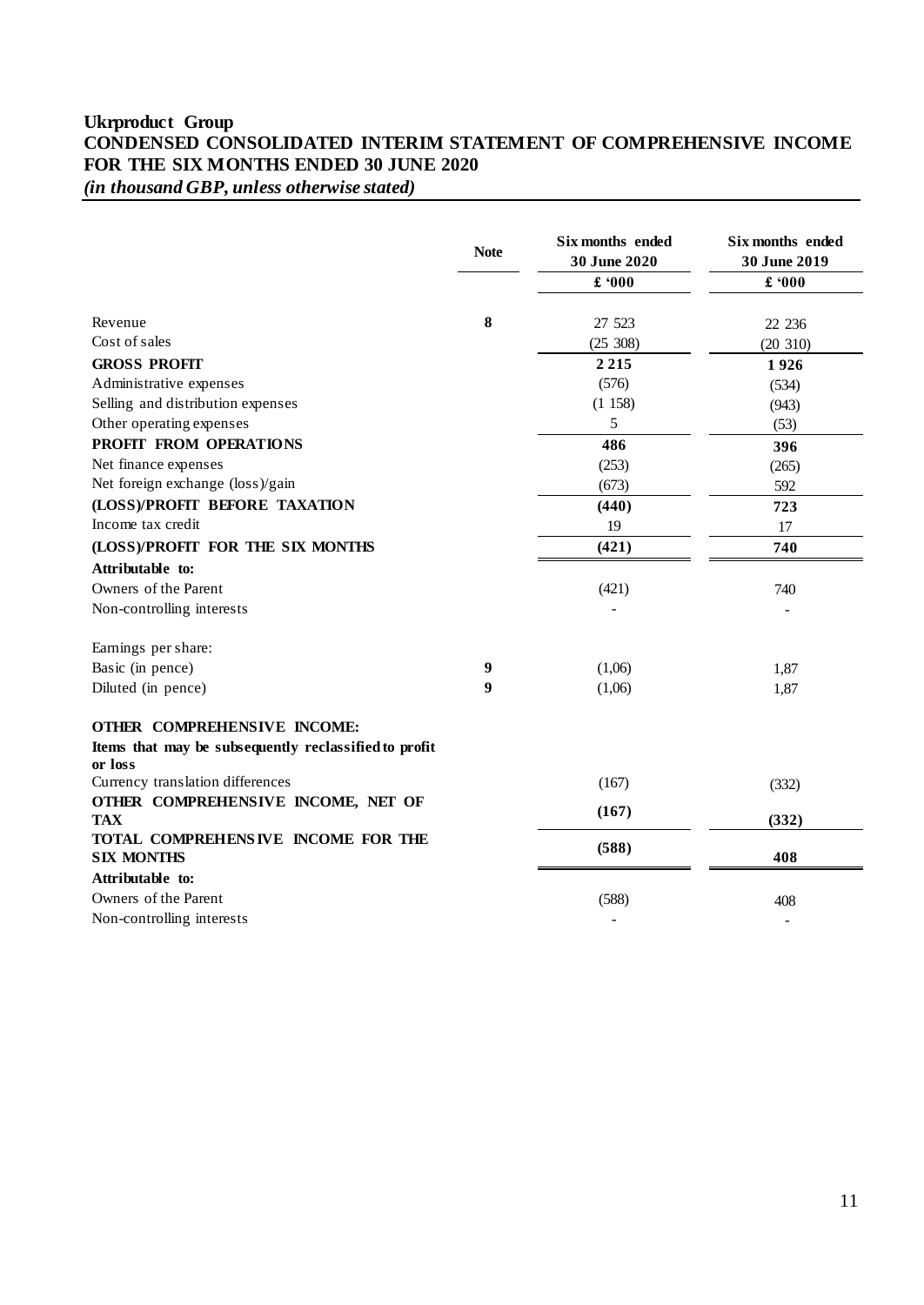**Ukrproduct Group**
**CONDENSED CONSOLIDATED INTERIM STATEMENT OF COMPREHENSIVE INCOME FOR THE SIX MONTHS ENDED 30 JUNE 2020**
*(in thousand GBP, unless otherwise stated)*

| | Note | Six months ended 30 June 2020 | Six months ended 30 June 2019 |
|---|---|---|---|
| | | £ '000 | £ '000 |
| Revenue | 8 | 27 523 | 22 236 |
| Cost of sales | | (25 308) | (20 310) |
| **GROSS PROFIT** | | **2 215** | **1 926** |
| Administrative expenses | | (576) | (534) |
| Selling and distribution expenses | | (1 158) | (943) |
| Other operating expenses | | 5 | (53) |
| **PROFIT FROM OPERATIONS** | | **486** | **396** |
| Net finance expenses | | (253) | (265) |
| Net foreign exchange (loss)/gain | | (673) | 592 |
| **(LOSS)/PROFIT BEFORE TAXATION** | | **(440)** | **723** |
| Income tax credit | | 19 | 17 |
| **(LOSS)/PROFIT FOR THE SIX MONTHS** | | **(421)** | **740** |
| **Attributable to:** | | | |
| Owners of the Parent | | (421) | 740 |
| Non-controlling interests | | - | - |
| Earnings per share: | | | |
| Basic (in pence) | 9 | (1,06) | 1,87 |
| Diluted (in pence) | 9 | (1,06) | 1,87 |
| **OTHER COMPREHENSIVE INCOME:** | | | |
| **Items that may be subsequently reclassified to profit or loss** | | | |
| Currency translation differences | | (167) | (332) |
| **OTHER COMPREHENSIVE INCOME, NET OF TAX** | | **(167)** | **(332)** |
| **TOTAL COMPREHENSIVE INCOME FOR THE SIX MONTHS** | | **(588)** | **408** |
| **Attributable to:** | | | |
| Owners of the Parent | | (588) | 408 |
| Non-controlling interests | | - | - |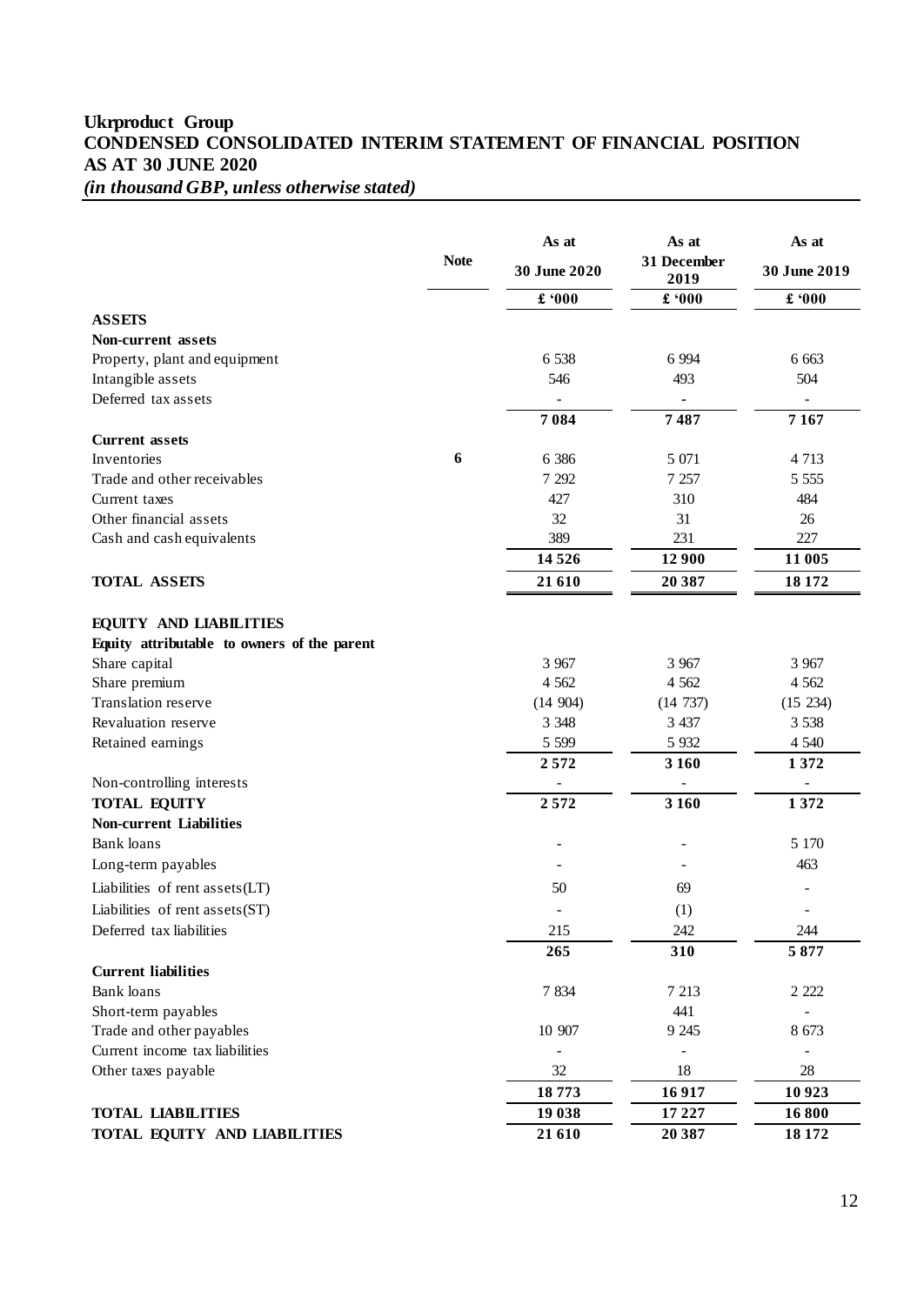# Ukrproduct Group
## CONDENSED CONSOLIDATED INTERIM STATEMENT OF FINANCIAL POSITION
## AS AT 30 JUNE 2020
*(in thousand GBP, unless otherwise stated)*

| | Note | As at 30 June 2020 | As at 31 December 2019 | As at 30 June 2019 |
|---|---|---|---|---|
| | | **£ '000** | **£ '000** | **£ '000** |
| **ASSETS** | | | | |
| **Non-current assets** | | | | |
| Property, plant and equipment | | 6 538 | 6 994 | 6 663 |
| Intangible assets | | 546 | 493 | 504 |
| Deferred tax assets | | - | - | - |
| | | **7 084** | **7 487** | **7 167** |
| **Current assets** | | | | |
| Inventories | **6** | 6 386 | 5 071 | 4 713 |
| Trade and other receivables | | 7 292 | 7 257 | 5 555 |
| Current taxes | | 427 | 310 | 484 |
| Other financial assets | | 32 | 31 | 26 |
| Cash and cash equivalents | | 389 | 231 | 227 |
| | | **14 526** | **12 900** | **11 005** |
| **TOTAL ASSETS** | | **21 610** | **20 387** | **18 172** |
| **EQUITY AND LIABILITIES** | | | | |
| **Equity attributable to owners of the parent** | | | | |
| Share capital | | 3 967 | 3 967 | 3 967 |
| Share premium | | 4 562 | 4 562 | 4 562 |
| Translation reserve | | (14 904) | (14 737) | (15 234) |
| Revaluation reserve | | 3 348 | 3 437 | 3 538 |
| Retained earnings | | 5 599 | 5 932 | 4 540 |
| | | **2 572** | **3 160** | **1 372** |
| Non-controlling interests | | - | - | - |
| **TOTAL EQUITY** | | **2 572** | **3 160** | **1 372** |
| **Non-current Liabilities** | | | | |
| Bank loans | | - | - | 5 170 |
| Long-term payables | | - | - | 463 |
| Liabilities of rent assets(LT) | | 50 | 69 | - |
| Liabilities of rent assets(ST) | | - | (1) | - |
| Deferred tax liabilities | | 215 | 242 | 244 |
| | | **265** | **310** | **5 877** |
| **Current liabilities** | | | | |
| Bank loans | | 7 834 | 7 213 | 2 222 |
| Short-term payables | | | 441 | - |
| Trade and other payables | | 10 907 | 9 245 | 8 673 |
| Current income tax liabilities | | - | - | - |
| Other taxes payable | | 32 | 18 | 28 |
| | | **18 773** | **16 917** | **10 923** |
| **TOTAL LIABILITIES** | | **19 038** | **17 227** | **16 800** |
| **TOTAL EQUITY AND LIABILITIES** | | **21 610** | **20 387** | **18 172** |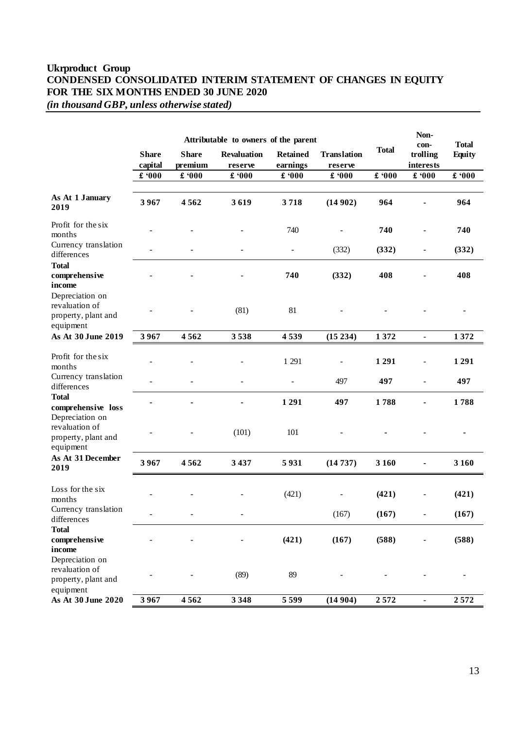**Ukrproduct Group**
**CONDENSED CONSOLIDATED INTERIM STATEMENT OF CHANGES IN EQUITY**
**FOR THE SIX MONTHS ENDED 30 JUNE 2020**
*(in thousand GBP, unless otherwise stated)*

| | Attributable to owners of the parent | | | | | | Non-con-trolling interests | Total Equity |
|---|---|---|---|---|---|---|---|---|
| | Share capital | Share premium | Revaluation reserve | Retained earnings | Translation reserve | Total | | |
| | £ '000 | £ '000 | £ '000 | £ '000 | £ '000 | £ '000 | £ '000 | £ '000 |
| **As At 1 January 2019** | **3 967** | **4 562** | **3 619** | **3 718** | **(14 902)** | **964** | **-** | **964** |
| Profit for the six months | - | - | - | 740 | - | **740** | - | **740** |
| Currency translation differences | - | - | - | - | (332) | **(332)** | - | **(332)** |
| **Total comprehensive income** | - | - | - | **740** | **(332)** | **408** | - | **408** |
| Depreciation on revaluation of property, plant and equipment | - | - | (81) | 81 | - | - | - | - |
| **As At 30 June 2019** | **3 967** | **4 562** | **3 538** | **4 539** | **(15 234)** | **1 372** | **-** | **1 372** |
| Profit for the six months | - | - | - | 1 291 | - | **1 291** | - | **1 291** |
| Currency translation differences | - | - | - | - | 497 | **497** | - | **497** |
| **Total comprehensive loss** | **-** | **-** | **-** | **1 291** | **497** | **1 788** | **-** | **1 788** |
| Depreciation on revaluation of property, plant and equipment | - | - | (101) | 101 | - | **-** | - | **-** |
| **As At 31 December 2019** | **3 967** | **4 562** | **3 437** | **5 931** | **(14 737)** | **3 160** | **-** | **3 160** |
| Loss for the six months | - | - | - | (421) | - | **(421)** | - | **(421)** |
| Currency translation differences | - | - | - | | (167) | **(167)** | - | **(167)** |
| **Total comprehensive income** | - | - | - | **(421)** | **(167)** | **(588)** | - | **(588)** |
| Depreciation on revaluation of property, plant and equipment | - | - | (89) | 89 | - | - | - | - |
| **As At 30 June 2020** | **3 967** | **4 562** | **3 348** | **5 599** | **(14 904)** | **2 572** | **-** | **2 572** |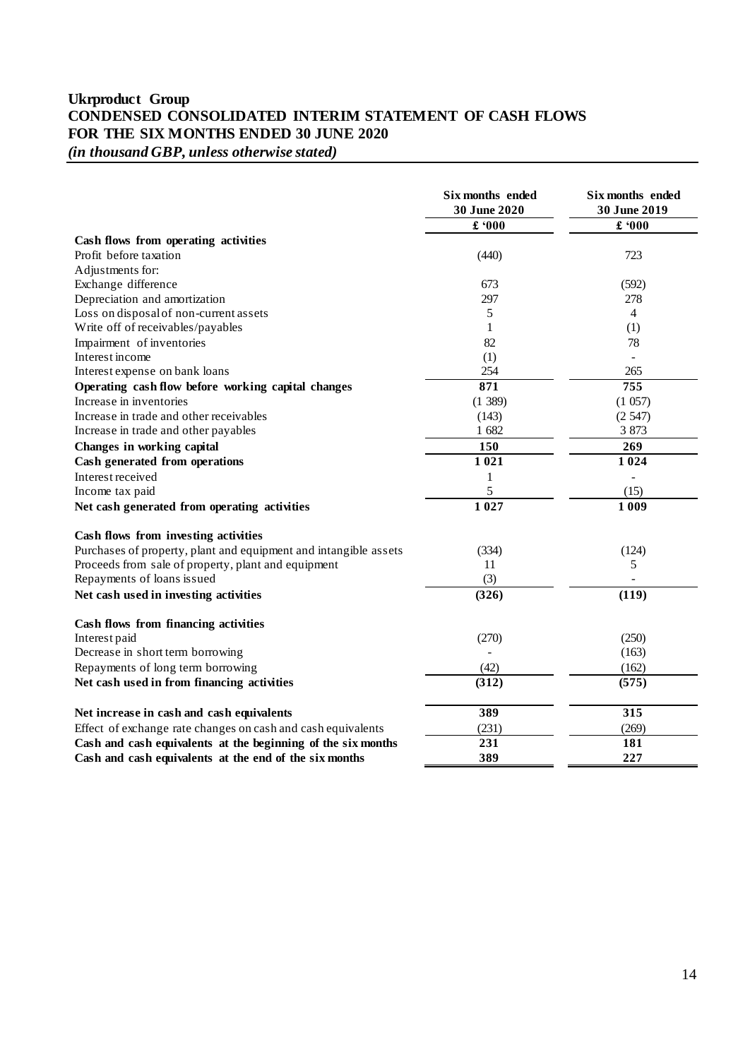## Ukrproduct Group
## CONDENSED CONSOLIDATED INTERIM STATEMENT OF CASH FLOWS
## FOR THE SIX MONTHS ENDED 30 JUNE 2020
*(in thousand GBP, unless otherwise stated)*

| | Six months ended 30 June 2020 | Six months ended 30 June 2019 |
|---|---|---|
| | £ '000 | £ '000 |
| **Cash flows from operating activities** | | |
| Profit before taxation | (440) | 723 |
| Adjustments for: | | |
| Exchange difference | 673 | (592) |
| Depreciation and amortization | 297 | 278 |
| Loss on disposal of non-current assets | 5 | 4 |
| Write off of receivables/payables | 1 | (1) |
| Impairment of inventories | 82 | 78 |
| Interest income | (1) | - |
| Interest expense on bank loans | 254 | 265 |
| **Operating cash flow before working capital changes** | **871** | **755** |
| Increase in inventories | (1 389) | (1 057) |
| Increase in trade and other receivables | (143) | (2 547) |
| Increase in trade and other payables | 1 682 | 3 873 |
| **Changes in working capital** | **150** | **269** |
| **Cash generated from operations** | **1 021** | **1 024** |
| Interest received | 1 | - |
| Income tax paid | 5 | (15) |
| **Net cash generated from operating activities** | **1 027** | **1 009** |
| | | |
| **Cash flows from investing activities** | | |
| Purchases of property, plant and equipment and intangible assets | (334) | (124) |
| Proceeds from sale of property, plant and equipment | 11 | 5 |
| Repayments of loans issued | (3) | - |
| **Net cash used in investing activities** | **(326)** | **(119)** |
| | | |
| **Cash flows from financing activities** | | |
| Interest paid | (270) | (250) |
| Decrease in short term borrowing | - | (163) |
| Repayments of long term borrowing | (42) | (162) |
| **Net cash used in from financing activities** | **(312)** | **(575)** |
| | | |
| **Net increase in cash and cash equivalents** | **389** | **315** |
| Effect of exchange rate changes on cash and cash equivalents | (231) | (269) |
| **Cash and cash equivalents at the beginning of the six months** | **231** | **181** |
| **Cash and cash equivalents at the end of the six months** | **389** | **227** |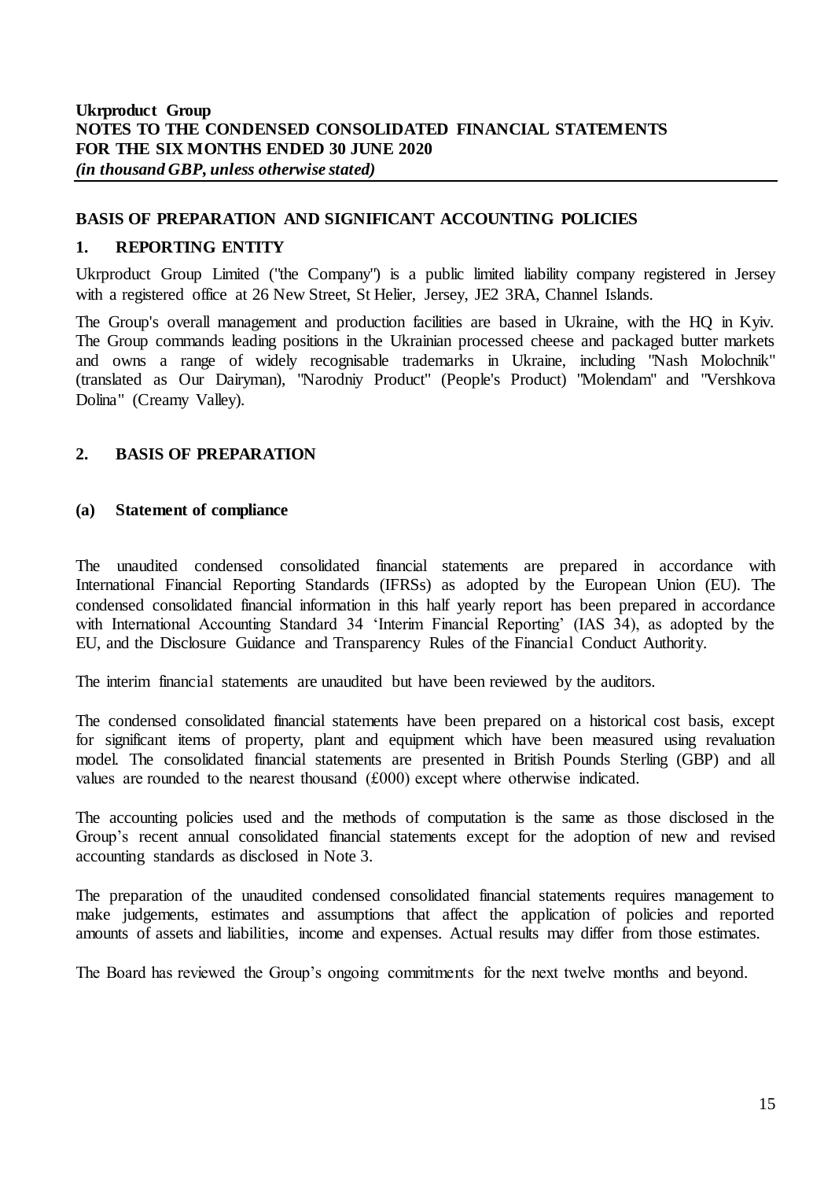## BASIS OF PREPARATION AND SIGNIFICANT ACCOUNTING POLICIES

### 1. REPORTING ENTITY

Ukrproduct Group Limited ("the Company") is a public limited liability company registered in Jersey with a registered office at 26 New Street, St Helier, Jersey, JE2 3RA, Channel Islands.

The Group's overall management and production facilities are based in Ukraine, with the HQ in Kyiv. The Group commands leading positions in the Ukrainian processed cheese and packaged butter markets and owns a range of widely recognisable trademarks in Ukraine, including "Nash Molochnik" (translated as Our Dairyman), "Narodniy Product" (People's Product) "Molendam" and "Vershkova Dolina" (Creamy Valley).

### 2. BASIS OF PREPARATION

#### (a) Statement of compliance

The unaudited condensed consolidated financial statements are prepared in accordance with International Financial Reporting Standards (IFRSs) as adopted by the European Union (EU). The condensed consolidated financial information in this half yearly report has been prepared in accordance with International Accounting Standard 34 'Interim Financial Reporting' (IAS 34), as adopted by the EU, and the Disclosure Guidance and Transparency Rules of the Financial Conduct Authority.

The interim financial statements are unaudited but have been reviewed by the auditors.

The condensed consolidated financial statements have been prepared on a historical cost basis, except for significant items of property, plant and equipment which have been measured using revaluation model. The consolidated financial statements are presented in British Pounds Sterling (GBP) and all values are rounded to the nearest thousand (£000) except where otherwise indicated.

The accounting policies used and the methods of computation is the same as those disclosed in the Group's recent annual consolidated financial statements except for the adoption of new and revised accounting standards as disclosed in Note 3.

The preparation of the unaudited condensed consolidated financial statements requires management to make judgements, estimates and assumptions that affect the application of policies and reported amounts of assets and liabilities, income and expenses. Actual results may differ from those estimates.

The Board has reviewed the Group's ongoing commitments for the next twelve months and beyond.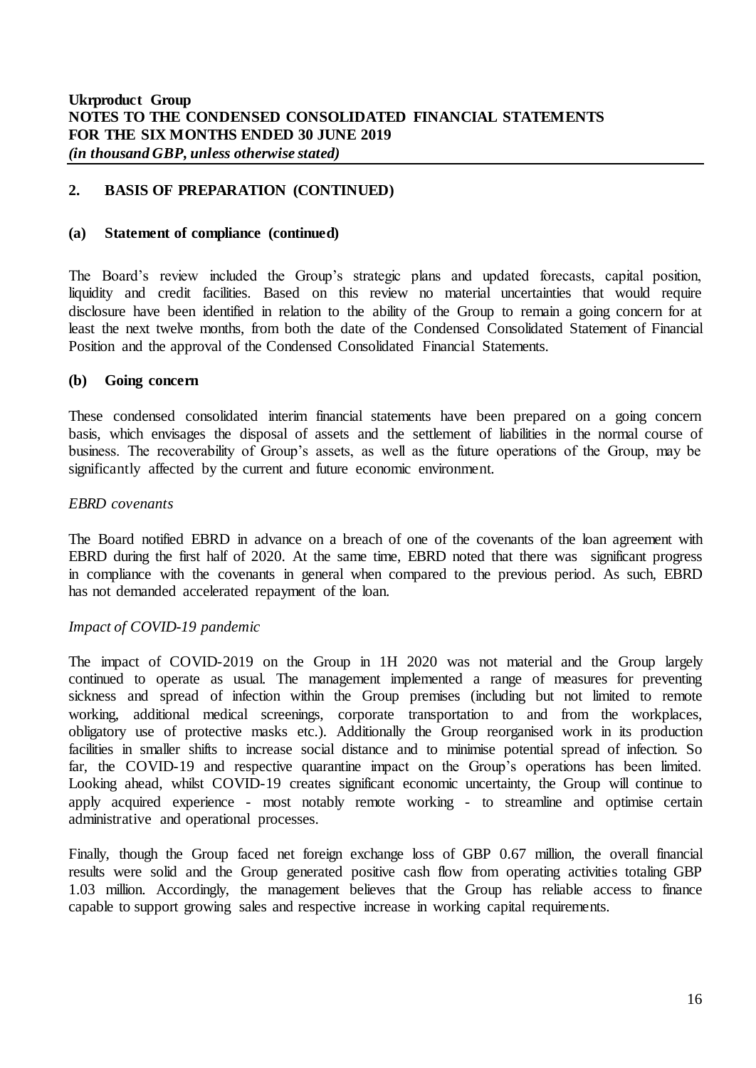## 2. BASIS OF PREPARATION (CONTINUED)

### (a) Statement of compliance (continued)

The Board's review included the Group's strategic plans and updated forecasts, capital position, liquidity and credit facilities. Based on this review no material uncertainties that would require disclosure have been identified in relation to the ability of the Group to remain a going concern for at least the next twelve months, from both the date of the Condensed Consolidated Statement of Financial Position and the approval of the Condensed Consolidated Financial Statements.

### (b) Going concern

These condensed consolidated interim financial statements have been prepared on a going concern basis, which envisages the disposal of assets and the settlement of liabilities in the normal course of business. The recoverability of Group's assets, as well as the future operations of the Group, may be significantly affected by the current and future economic environment.

*EBRD covenants*

The Board notified EBRD in advance on a breach of one of the covenants of the loan agreement with EBRD during the first half of 2020. At the same time, EBRD noted that there was significant progress in compliance with the covenants in general when compared to the previous period. As such, EBRD has not demanded accelerated repayment of the loan.

*Impact of COVID-19 pandemic*

The impact of COVID-2019 on the Group in 1H 2020 was not material and the Group largely continued to operate as usual. The management implemented a range of measures for preventing sickness and spread of infection within the Group premises (including but not limited to remote working, additional medical screenings, corporate transportation to and from the workplaces, obligatory use of protective masks etc.). Additionally the Group reorganised work in its production facilities in smaller shifts to increase social distance and to minimise potential spread of infection. So far, the COVID-19 and respective quarantine impact on the Group's operations has been limited. Looking ahead, whilst COVID-19 creates significant economic uncertainty, the Group will continue to apply acquired experience - most notably remote working - to streamline and optimise certain administrative and operational processes.

Finally, though the Group faced net foreign exchange loss of GBP 0.67 million, the overall financial results were solid and the Group generated positive cash flow from operating activities totaling GBP 1.03 million. Accordingly, the management believes that the Group has reliable access to finance capable to support growing sales and respective increase in working capital requirements.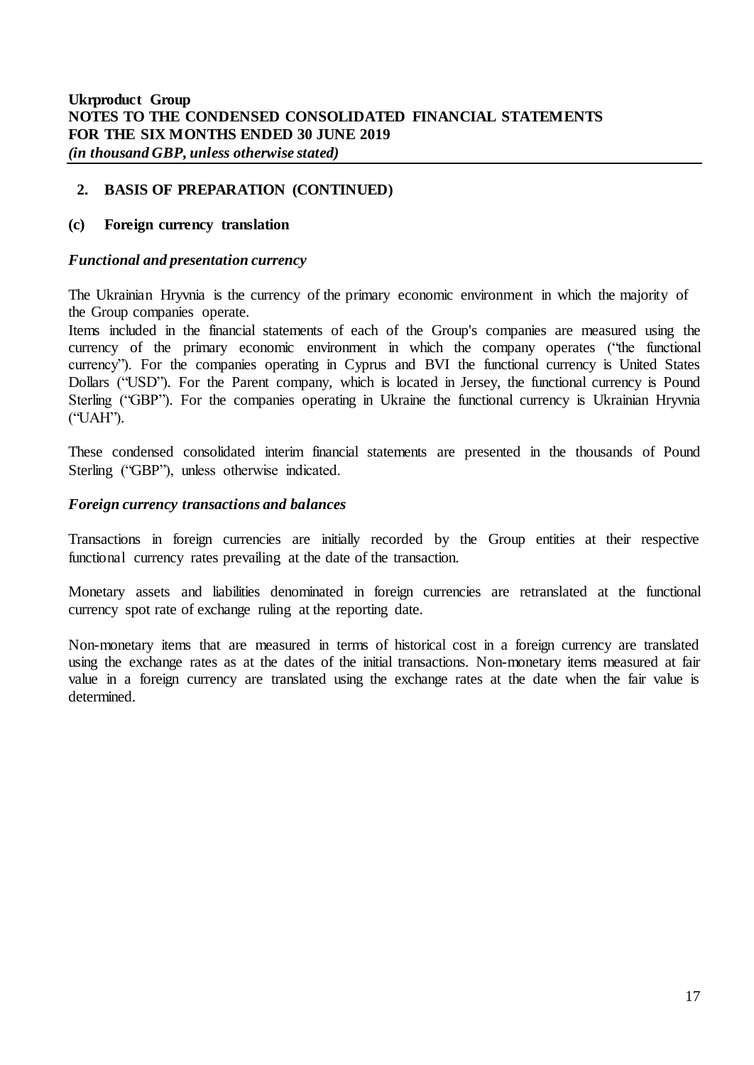## 2. BASIS OF PREPARATION (CONTINUED)

### (c) Foreign currency translation

***Functional and presentation currency***

The Ukrainian Hryvnia is the currency of the primary economic environment in which the majority of the Group companies operate.

Items included in the financial statements of each of the Group's companies are measured using the currency of the primary economic environment in which the company operates ("the functional currency"). For the companies operating in Cyprus and BVI the functional currency is United States Dollars ("USD"). For the Parent company, which is located in Jersey, the functional currency is Pound Sterling ("GBP"). For the companies operating in Ukraine the functional currency is Ukrainian Hryvnia ("UAH").

These condensed consolidated interim financial statements are presented in the thousands of Pound Sterling ("GBP"), unless otherwise indicated.

***Foreign currency transactions and balances***

Transactions in foreign currencies are initially recorded by the Group entities at their respective functional currency rates prevailing at the date of the transaction.

Monetary assets and liabilities denominated in foreign currencies are retranslated at the functional currency spot rate of exchange ruling at the reporting date.

Non-monetary items that are measured in terms of historical cost in a foreign currency are translated using the exchange rates as at the dates of the initial transactions. Non-monetary items measured at fair value in a foreign currency are translated using the exchange rates at the date when the fair value is determined.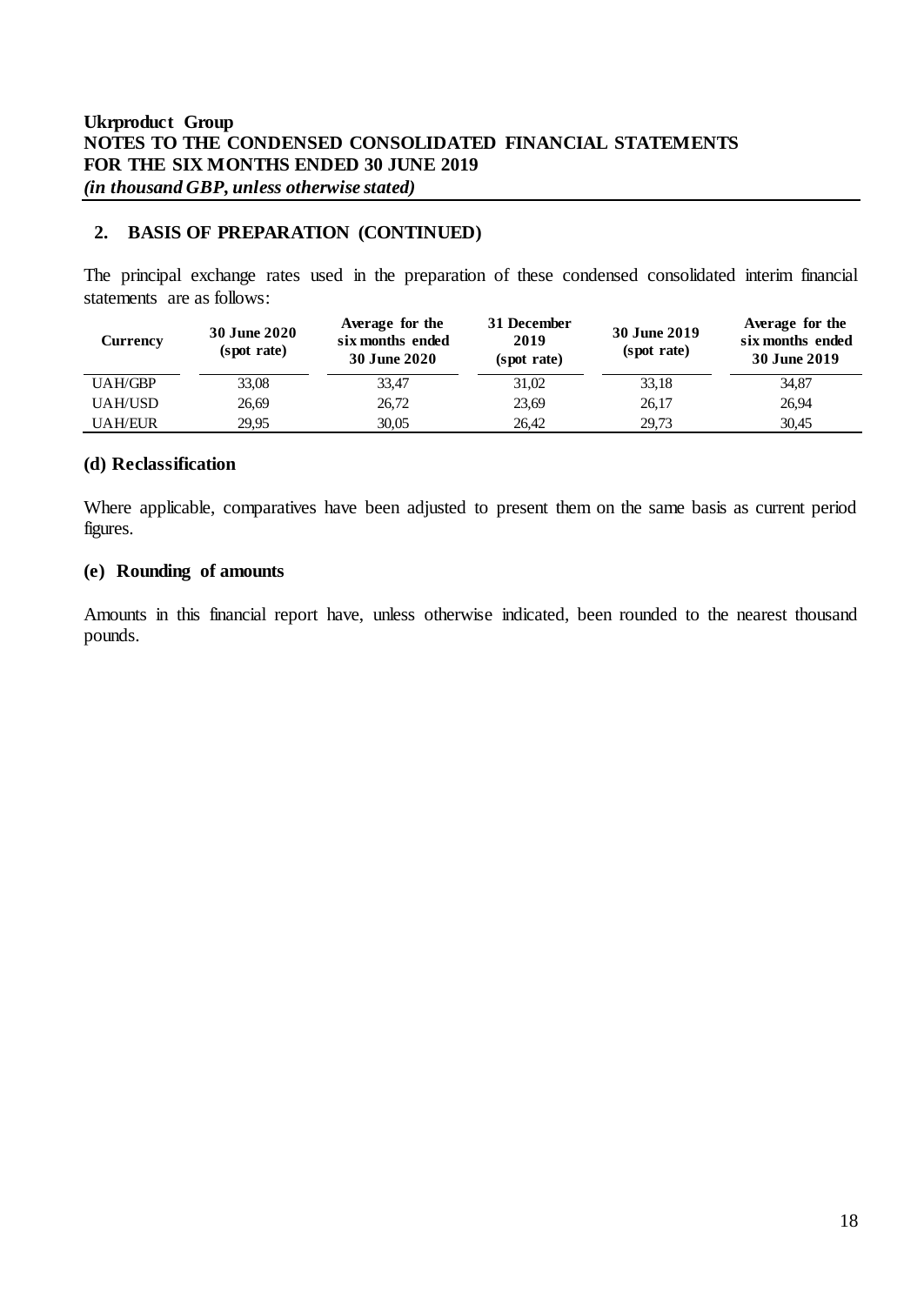## 2. BASIS OF PREPARATION (CONTINUED)

The principal exchange rates used in the preparation of these condensed consolidated interim financial statements are as follows:

| Currency | 30 June 2020 (spot rate) | Average for the six months ended 30 June 2020 | 31 December 2019 (spot rate) | 30 June 2019 (spot rate) | Average for the six months ended 30 June 2019 |
|---|---|---|---|---|---|
| UAH/GBP | 33,08 | 33,47 | 31,02 | 33,18 | 34,87 |
| UAH/USD | 26,69 | 26,72 | 23,69 | 26,17 | 26,94 |
| UAH/EUR | 29,95 | 30,05 | 26,42 | 29,73 | 30,45 |

### (d) Reclassification

Where applicable, comparatives have been adjusted to present them on the same basis as current period figures.

### (e) Rounding of amounts

Amounts in this financial report have, unless otherwise indicated, been rounded to the nearest thousand pounds.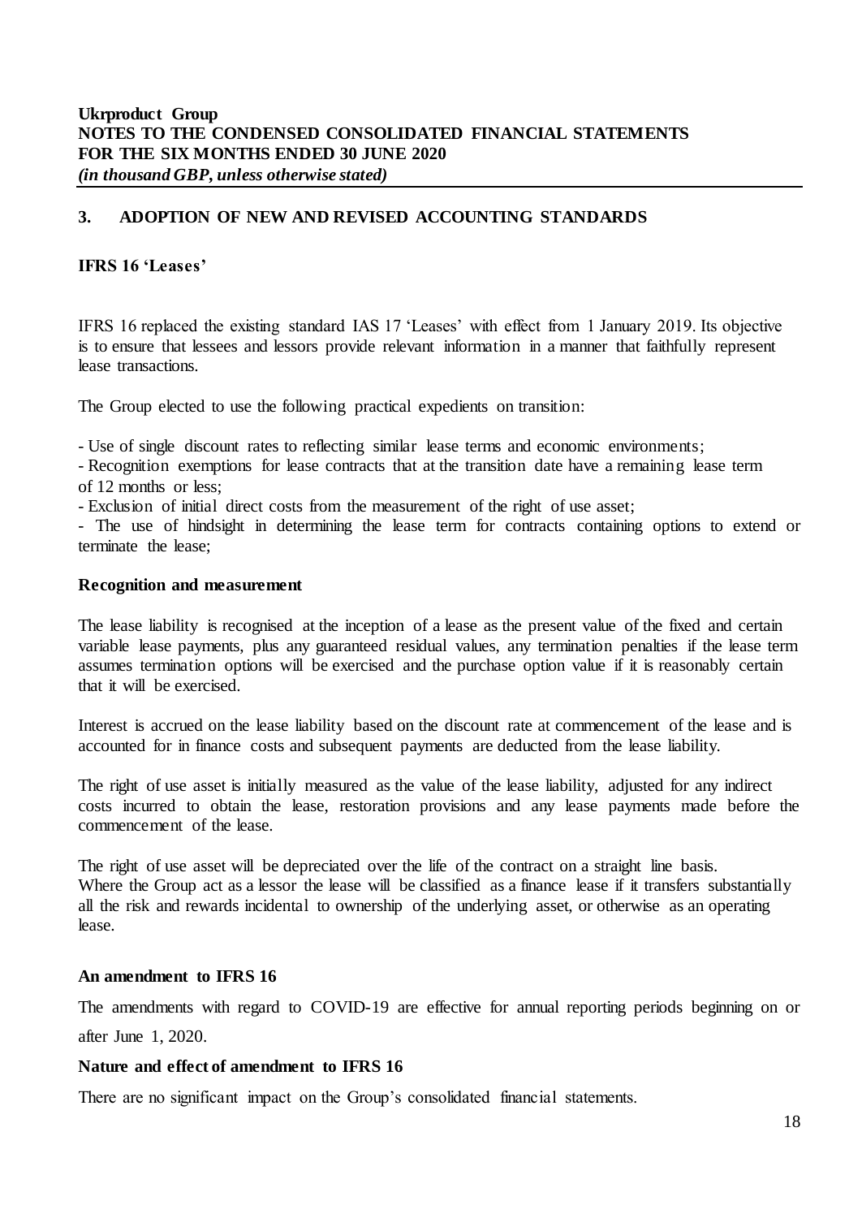## 3. ADOPTION OF NEW AND REVISED ACCOUNTING STANDARDS

### IFRS 16 'Leases'

IFRS 16 replaced the existing standard IAS 17 'Leases' with effect from 1 January 2019. Its objective is to ensure that lessees and lessors provide relevant information in a manner that faithfully represent lease transactions.

The Group elected to use the following practical expedients on transition:

- Use of single discount rates to reflecting similar lease terms and economic environments;
- Recognition exemptions for lease contracts that at the transition date have a remaining lease term of 12 months or less;
- Exclusion of initial direct costs from the measurement of the right of use asset;
- The use of hindsight in determining the lease term for contracts containing options to extend or terminate the lease;

### Recognition and measurement

The lease liability is recognised at the inception of a lease as the present value of the fixed and certain variable lease payments, plus any guaranteed residual values, any termination penalties if the lease term assumes termination options will be exercised and the purchase option value if it is reasonably certain that it will be exercised.

Interest is accrued on the lease liability based on the discount rate at commencement of the lease and is accounted for in finance costs and subsequent payments are deducted from the lease liability.

The right of use asset is initially measured as the value of the lease liability, adjusted for any indirect costs incurred to obtain the lease, restoration provisions and any lease payments made before the commencement of the lease.

The right of use asset will be depreciated over the life of the contract on a straight line basis.
Where the Group act as a lessor the lease will be classified as a finance lease if it transfers substantially all the risk and rewards incidental to ownership of the underlying asset, or otherwise as an operating lease.

### An amendment to IFRS 16

The amendments with regard to COVID-19 are effective for annual reporting periods beginning on or after June 1, 2020.

### Nature and effect of amendment to IFRS 16

There are no significant impact on the Group's consolidated financial statements.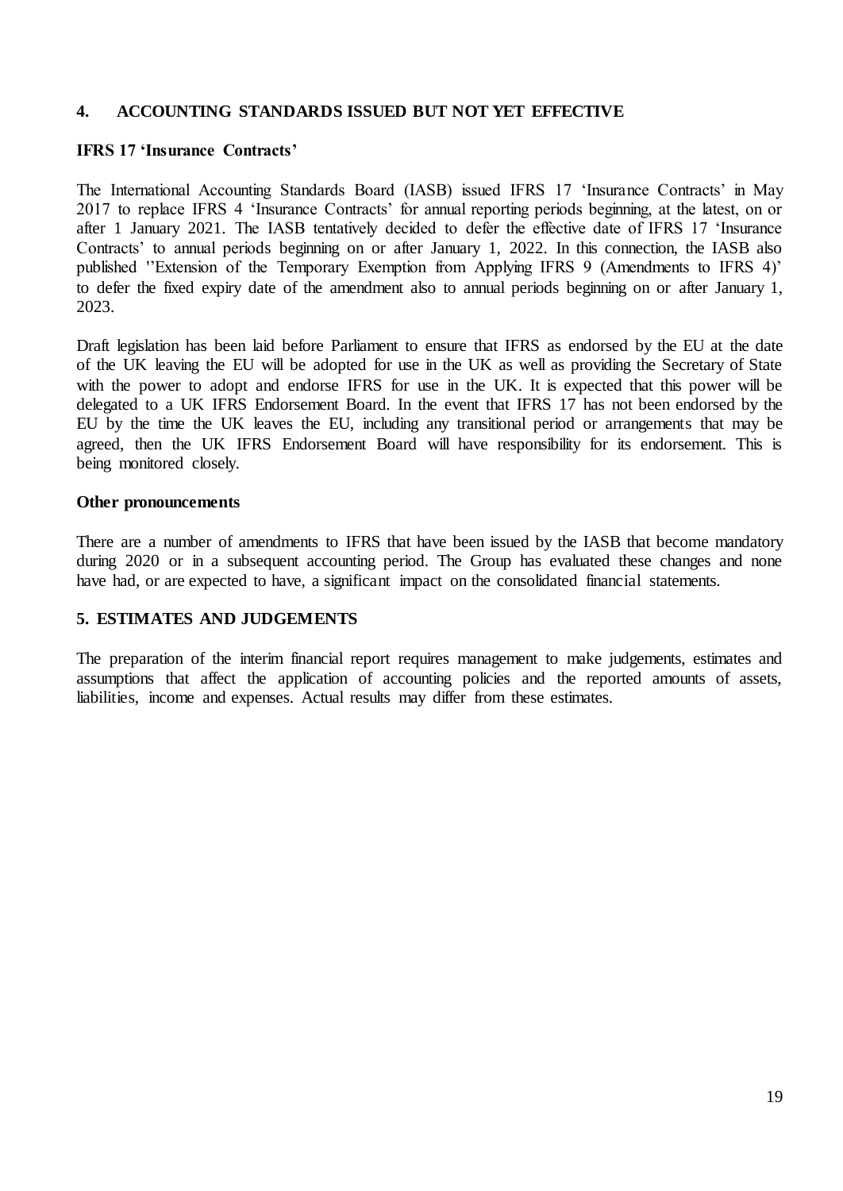## 4. ACCOUNTING STANDARDS ISSUED BUT NOT YET EFFECTIVE

**IFRS 17 'Insurance Contracts'**

The International Accounting Standards Board (IASB) issued IFRS 17 'Insurance Contracts' in May 2017 to replace IFRS 4 'Insurance Contracts' for annual reporting periods beginning, at the latest, on or after 1 January 2021. The IASB tentatively decided to defer the effective date of IFRS 17 'Insurance Contracts' to annual periods beginning on or after January 1, 2022. In this connection, the IASB also published ''Extension of the Temporary Exemption from Applying IFRS 9 (Amendments to IFRS 4)' to defer the fixed expiry date of the amendment also to annual periods beginning on or after January 1, 2023.

Draft legislation has been laid before Parliament to ensure that IFRS as endorsed by the EU at the date of the UK leaving the EU will be adopted for use in the UK as well as providing the Secretary of State with the power to adopt and endorse IFRS for use in the UK. It is expected that this power will be delegated to a UK IFRS Endorsement Board. In the event that IFRS 17 has not been endorsed by the EU by the time the UK leaves the EU, including any transitional period or arrangements that may be agreed, then the UK IFRS Endorsement Board will have responsibility for its endorsement. This is being monitored closely.

**Other pronouncements**

There are a number of amendments to IFRS that have been issued by the IASB that become mandatory during 2020 or in a subsequent accounting period. The Group has evaluated these changes and none have had, or are expected to have, a significant impact on the consolidated financial statements.

## 5. ESTIMATES AND JUDGEMENTS

The preparation of the interim financial report requires management to make judgements, estimates and assumptions that affect the application of accounting policies and the reported amounts of assets, liabilities, income and expenses. Actual results may differ from these estimates.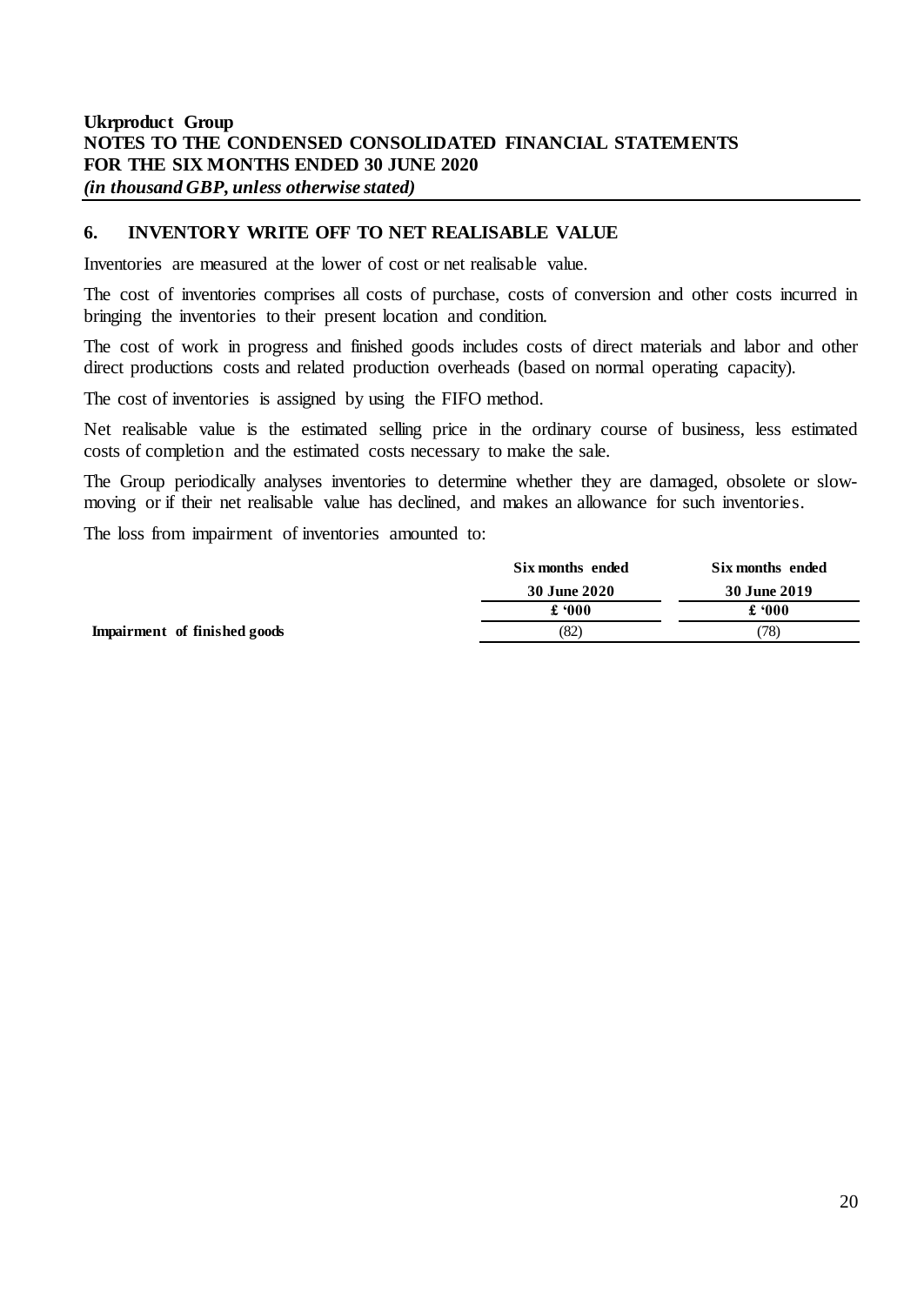**Ukrproduct Group**
**NOTES TO THE CONDENSED CONSOLIDATED FINANCIAL STATEMENTS**
**FOR THE SIX MONTHS ENDED 30 JUNE 2020**
***(in thousand GBP, unless otherwise stated)***

## 6. INVENTORY WRITE OFF TO NET REALISABLE VALUE

Inventories are measured at the lower of cost or net realisable value.

The cost of inventories comprises all costs of purchase, costs of conversion and other costs incurred in bringing the inventories to their present location and condition.

The cost of work in progress and finished goods includes costs of direct materials and labor and other direct productions costs and related production overheads (based on normal operating capacity).

The cost of inventories is assigned by using the FIFO method.

Net realisable value is the estimated selling price in the ordinary course of business, less estimated costs of completion and the estimated costs necessary to make the sale.

The Group periodically analyses inventories to determine whether they are damaged, obsolete or slow-moving or if their net realisable value has declined, and makes an allowance for such inventories.

The loss from impairment of inventories amounted to:

| | Six months ended 30 June 2020 | Six months ended 30 June 2019 |
|---|---|---|
| | £ '000 | £ '000 |
| **Impairment of finished goods** | (82) | (78) |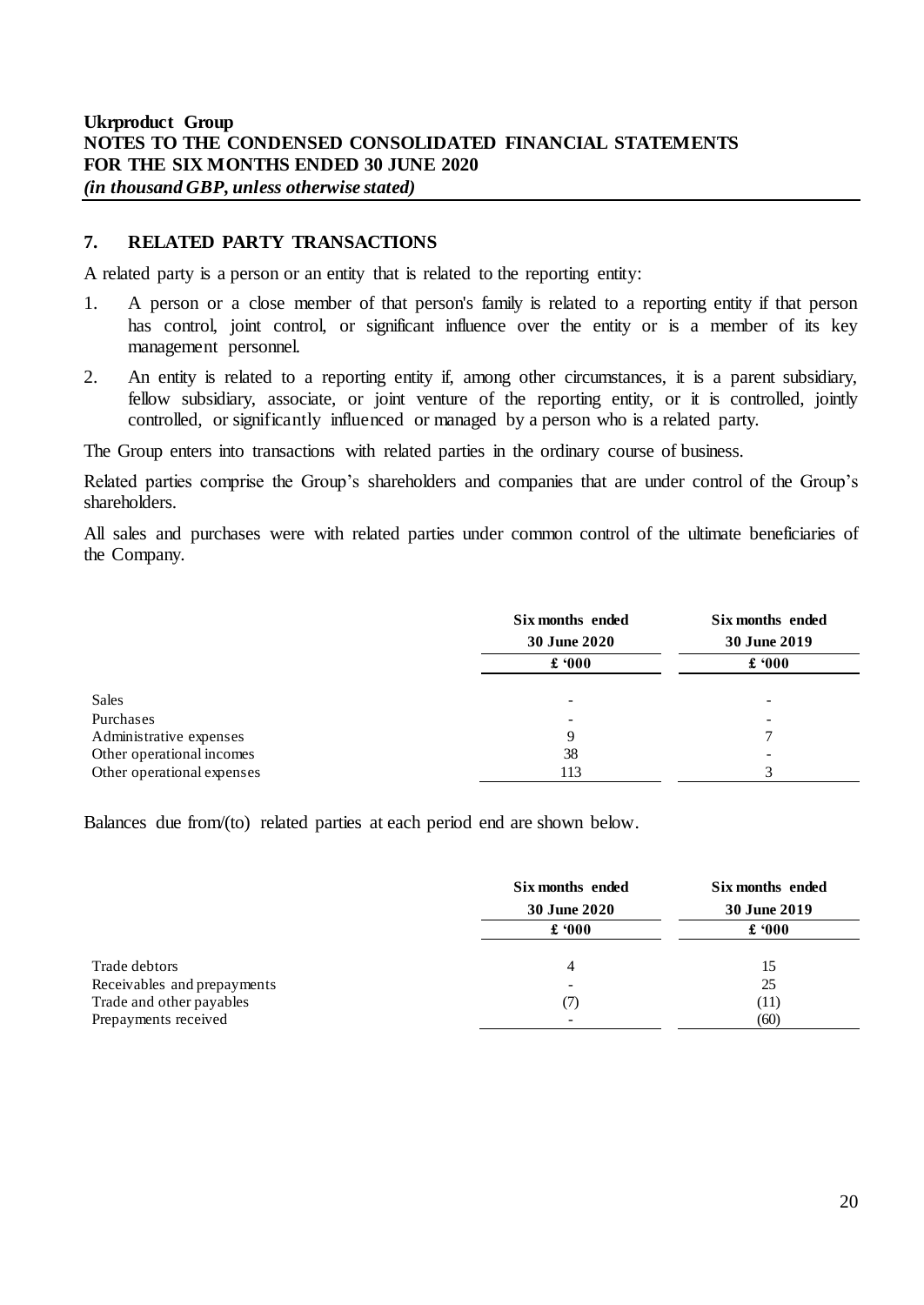**Ukrproduct Group**
**NOTES TO THE CONDENSED CONSOLIDATED FINANCIAL STATEMENTS**
**FOR THE SIX MONTHS ENDED 30 JUNE 2020**
*(in thousand GBP, unless otherwise stated)*

## 7. RELATED PARTY TRANSACTIONS

A related party is a person or an entity that is related to the reporting entity:

1. A person or a close member of that person's family is related to a reporting entity if that person has control, joint control, or significant influence over the entity or is a member of its key management personnel.
2. An entity is related to a reporting entity if, among other circumstances, it is a parent subsidiary, fellow subsidiary, associate, or joint venture of the reporting entity, or it is controlled, jointly controlled, or significantly influenced or managed by a person who is a related party.

The Group enters into transactions with related parties in the ordinary course of business.

Related parties comprise the Group's shareholders and companies that are under control of the Group's shareholders.

All sales and purchases were with related parties under common control of the ultimate beneficiaries of the Company.

| | Six months ended 30 June 2020 | Six months ended 30 June 2019 |
|---|---|---|
| | **£ '000** | **£ '000** |
| Sales | - | - |
| Purchases | - | - |
| Administrative expenses | 9 | 7 |
| Other operational incomes | 38 | - |
| Other operational expenses | 113 | 3 |

Balances due from/(to) related parties at each period end are shown below.

| | Six months ended 30 June 2020 | Six months ended 30 June 2019 |
|---|---|---|
| | **£ '000** | **£ '000** |
| Trade debtors | 4 | 15 |
| Receivables and prepayments | - | 25 |
| Trade and other payables | (7) | (11) |
| Prepayments received | - | (60) |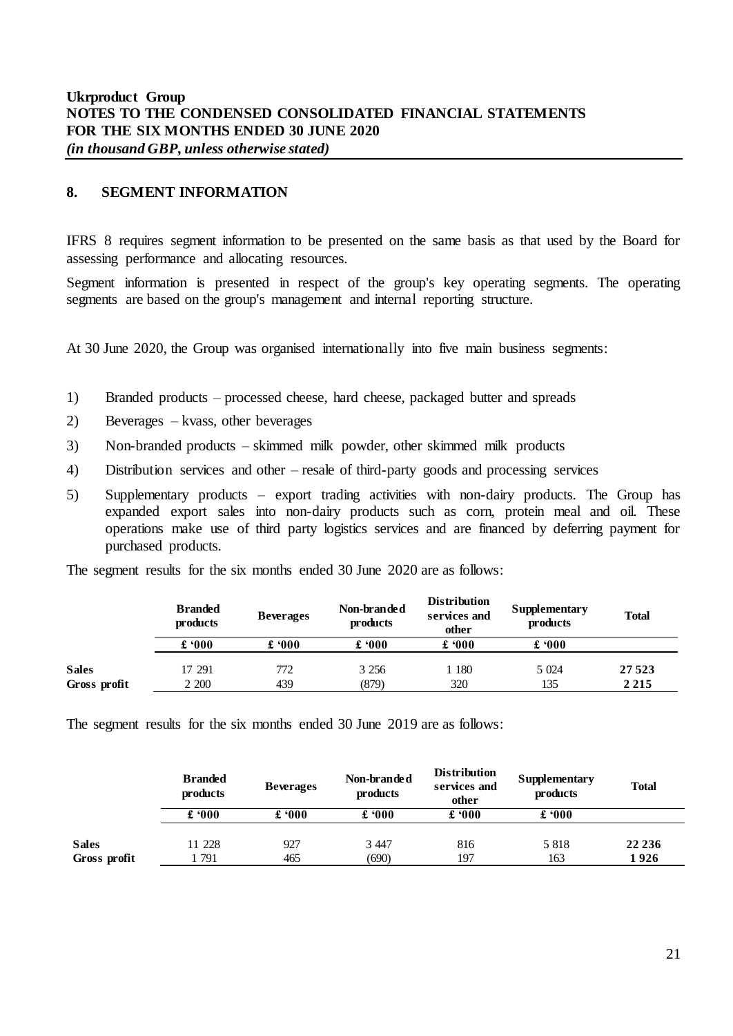## 8. SEGMENT INFORMATION

IFRS 8 requires segment information to be presented on the same basis as that used by the Board for assessing performance and allocating resources.

Segment information is presented in respect of the group's key operating segments. The operating segments are based on the group's management and internal reporting structure.

At 30 June 2020, the Group was organised internationally into five main business segments:

1) Branded products – processed cheese, hard cheese, packaged butter and spreads
2) Beverages – kvass, other beverages
3) Non-branded products – skimmed milk powder, other skimmed milk products
4) Distribution services and other – resale of third-party goods and processing services
5) Supplementary products – export trading activities with non-dairy products. The Group has expanded export sales into non-dairy products such as corn, protein meal and oil. These operations make use of third party logistics services and are financed by deferring payment for purchased products.

The segment results for the six months ended 30 June 2020 are as follows:

| | Branded products | Beverages | Non-branded products | Distribution services and other | Supplementary products | Total |
|---|---|---|---|---|---|---|
| | £ '000 | £ '000 | £ '000 | £ '000 | £ '000 | |
| **Sales** | 17 291 | 772 | 3 256 | 1 180 | 5 024 | **27 523** |
| **Gross profit** | 2 200 | 439 | (879) | 320 | 135 | **2 215** |

The segment results for the six months ended 30 June 2019 are as follows:

| | Branded products | Beverages | Non-branded products | Distribution services and other | Supplementary products | Total |
|---|---|---|---|---|---|---|
| | £ '000 | £ '000 | £ '000 | £ '000 | £ '000 | |
| **Sales** | 11 228 | 927 | 3 447 | 816 | 5 818 | **22 236** |
| **Gross profit** | 1 791 | 465 | (690) | 197 | 163 | **1 926** |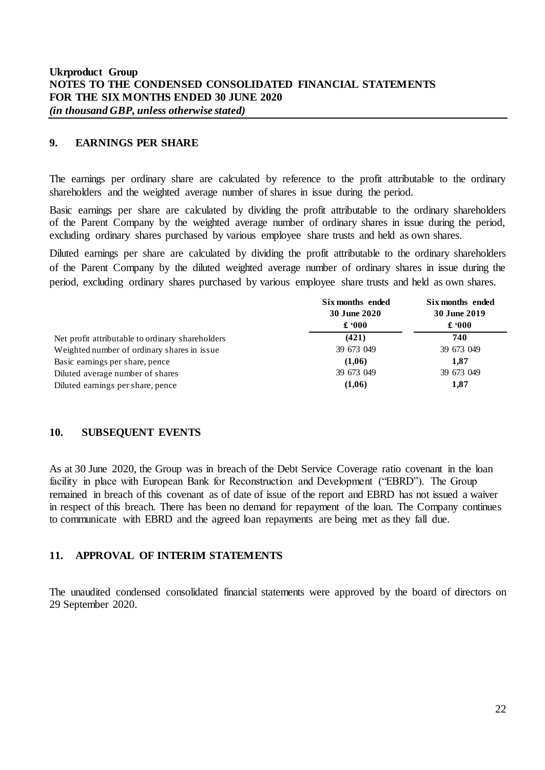**Ukrproduct Group**
**NOTES TO THE CONDENSED CONSOLIDATED FINANCIAL STATEMENTS**
**FOR THE SIX MONTHS ENDED 30 JUNE 2020**
***(in thousand GBP, unless otherwise stated)***

## 9. EARNINGS PER SHARE

The earnings per ordinary share are calculated by reference to the profit attributable to the ordinary shareholders and the weighted average number of shares in issue during the period.

Basic earnings per share are calculated by dividing the profit attributable to the ordinary shareholders of the Parent Company by the weighted average number of ordinary shares in issue during the period, excluding ordinary shares purchased by various employee share trusts and held as own shares.

Diluted earnings per share are calculated by dividing the profit attributable to the ordinary shareholders of the Parent Company by the diluted weighted average number of ordinary shares in issue during the period, excluding ordinary shares purchased by various employee share trusts and held as own shares.

| | Six months ended 30 June 2020 £ '000 | Six months ended 30 June 2019 £ '000 |
|---|---|---|
| Net profit attributable to ordinary shareholders | **(421)** | **740** |
| Weighted number of ordinary shares in issue | 39 673 049 | 39 673 049 |
| Basic earnings per share, pence | **(1,06)** | **1,87** |
| Diluted average number of shares | 39 673 049 | 39 673 049 |
| Diluted earnings per share, pence | **(1,06)** | **1,87** |

## 10. SUBSEQUENT EVENTS

As at 30 June 2020, the Group was in breach of the Debt Service Coverage ratio covenant in the loan facility in place with European Bank for Reconstruction and Development ("EBRD"). The Group remained in breach of this covenant as of date of issue of the report and EBRD has not issued a waiver in respect of this breach. There has been no demand for repayment of the loan. The Company continues to communicate with EBRD and the agreed loan repayments are being met as they fall due.

## 11. APPROVAL OF INTERIM STATEMENTS

The unaudited condensed consolidated financial statements were approved by the board of directors on 29 September 2020.